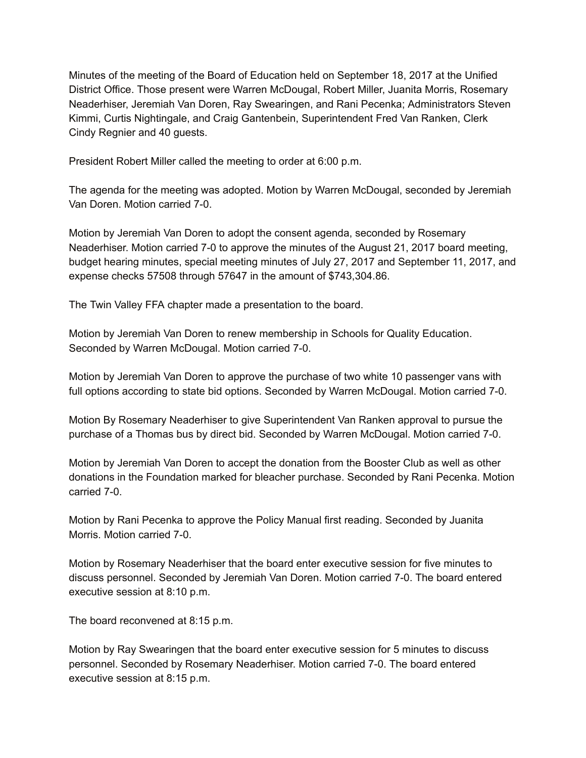Minutes of the meeting of the Board of Education held on September 18, 2017 at the Unified District Office. Those present were Warren McDougal, Robert Miller, Juanita Morris, Rosemary Neaderhiser, Jeremiah Van Doren, Ray Swearingen, and Rani Pecenka; Administrators Steven Kimmi, Curtis Nightingale, and Craig Gantenbein, Superintendent Fred Van Ranken, Clerk Cindy Regnier and 40 guests.

President Robert Miller called the meeting to order at 6:00 p.m.

The agenda for the meeting was adopted. Motion by Warren McDougal, seconded by Jeremiah Van Doren. Motion carried 7-0.

Motion by Jeremiah Van Doren to adopt the consent agenda, seconded by Rosemary Neaderhiser. Motion carried 7-0 to approve the minutes of the August 21, 2017 board meeting, budget hearing minutes, special meeting minutes of July 27, 2017 and September 11, 2017, and expense checks 57508 through 57647 in the amount of $743,304.86.

The Twin Valley FFA chapter made a presentation to the board.

Motion by Jeremiah Van Doren to renew membership in Schools for Quality Education. Seconded by Warren McDougal. Motion carried 7-0.

Motion by Jeremiah Van Doren to approve the purchase of two white 10 passenger vans with full options according to state bid options. Seconded by Warren McDougal. Motion carried 7-0.

Motion By Rosemary Neaderhiser to give Superintendent Van Ranken approval to pursue the purchase of a Thomas bus by direct bid. Seconded by Warren McDougal. Motion carried 7-0.

Motion by Jeremiah Van Doren to accept the donation from the Booster Club as well as other donations in the Foundation marked for bleacher purchase. Seconded by Rani Pecenka. Motion carried 7-0.

Motion by Rani Pecenka to approve the Policy Manual first reading. Seconded by Juanita Morris. Motion carried 7-0.

Motion by Rosemary Neaderhiser that the board enter executive session for five minutes to discuss personnel. Seconded by Jeremiah Van Doren. Motion carried 7-0. The board entered executive session at 8:10 p.m.

The board reconvened at 8:15 p.m.

Motion by Ray Swearingen that the board enter executive session for 5 minutes to discuss personnel. Seconded by Rosemary Neaderhiser. Motion carried 7-0. The board entered executive session at 8:15 p.m.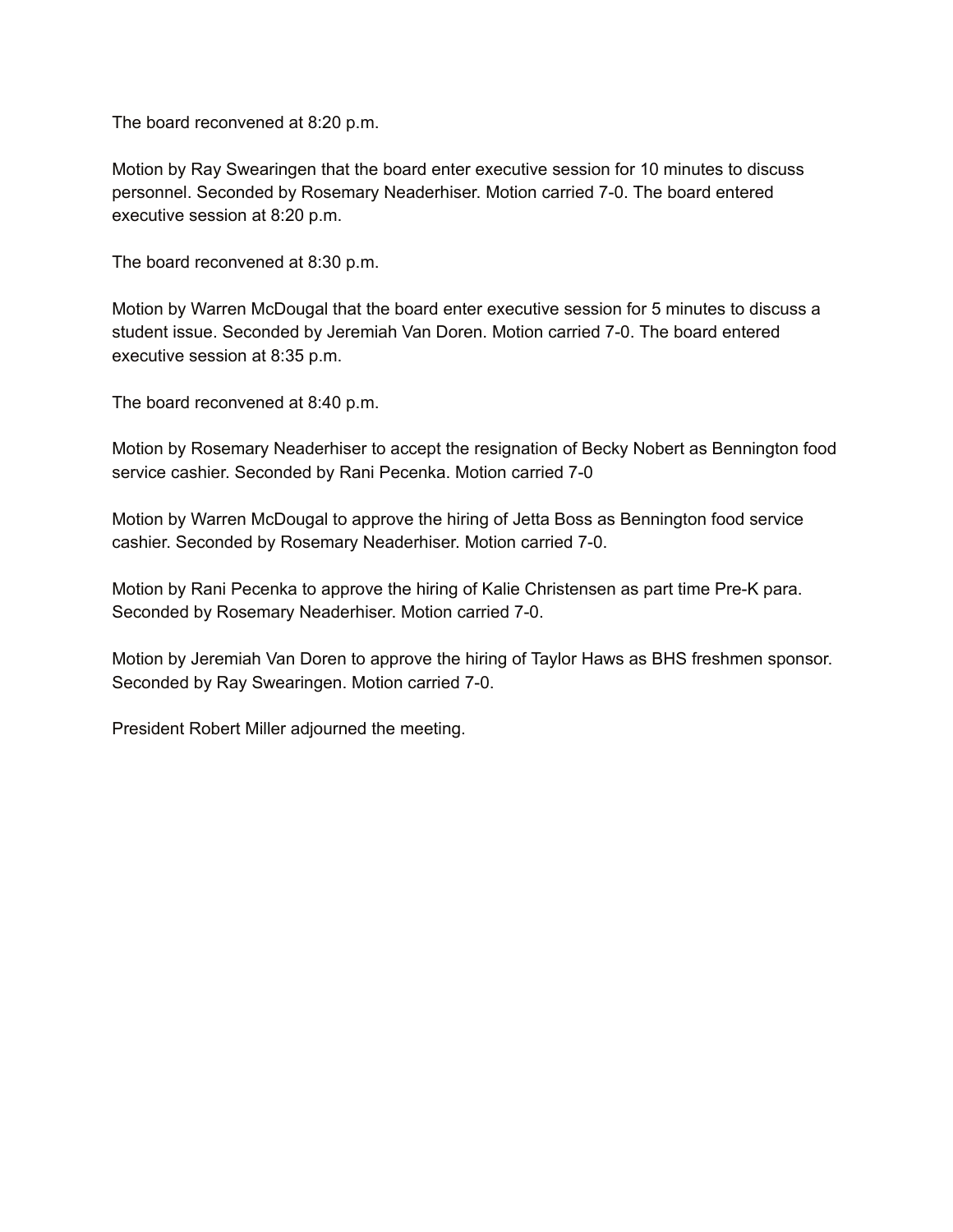The board reconvened at 8:20 p.m.

Motion by Ray Swearingen that the board enter executive session for 10 minutes to discuss personnel. Seconded by Rosemary Neaderhiser. Motion carried 7-0. The board entered executive session at 8:20 p.m.

The board reconvened at 8:30 p.m.

Motion by Warren McDougal that the board enter executive session for 5 minutes to discuss a student issue. Seconded by Jeremiah Van Doren. Motion carried 7-0. The board entered executive session at 8:35 p.m.

The board reconvened at 8:40 p.m.

Motion by Rosemary Neaderhiser to accept the resignation of Becky Nobert as Bennington food service cashier. Seconded by Rani Pecenka. Motion carried 7-0

Motion by Warren McDougal to approve the hiring of Jetta Boss as Bennington food service cashier. Seconded by Rosemary Neaderhiser. Motion carried 7-0.

Motion by Rani Pecenka to approve the hiring of Kalie Christensen as part time Pre-K para. Seconded by Rosemary Neaderhiser. Motion carried 7-0.

Motion by Jeremiah Van Doren to approve the hiring of Taylor Haws as BHS freshmen sponsor. Seconded by Ray Swearingen. Motion carried 7-0.

President Robert Miller adjourned the meeting.